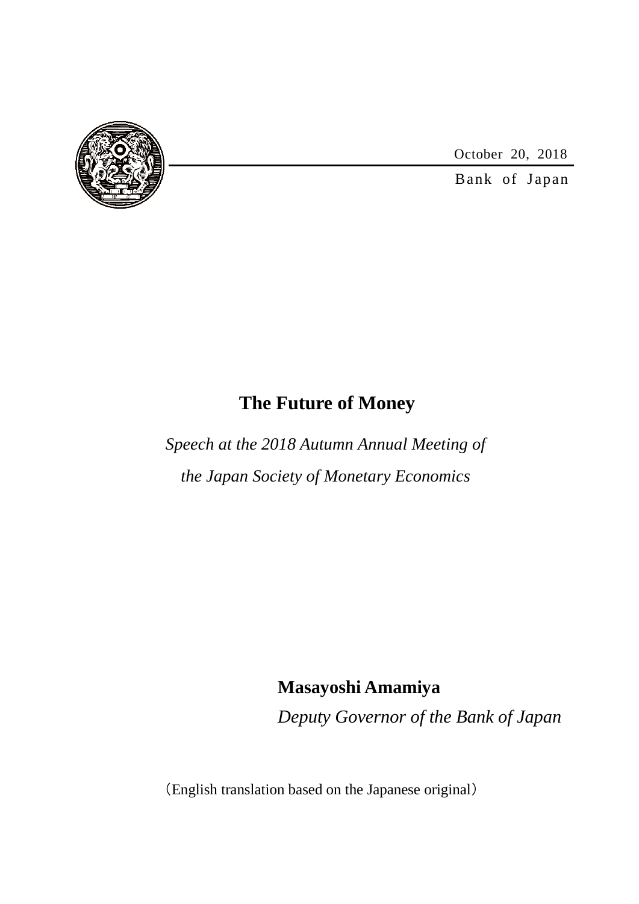October 20, 2018

Bank of Japan

# The Future of Money

*Speech at the 2018 Autumn Annual Meeting of the Japan Society of Monetary Economics*

**Masayoshi Amamiya**

*Deputy Governor of the Bank of Japan*

（English translation based on the Japanese original）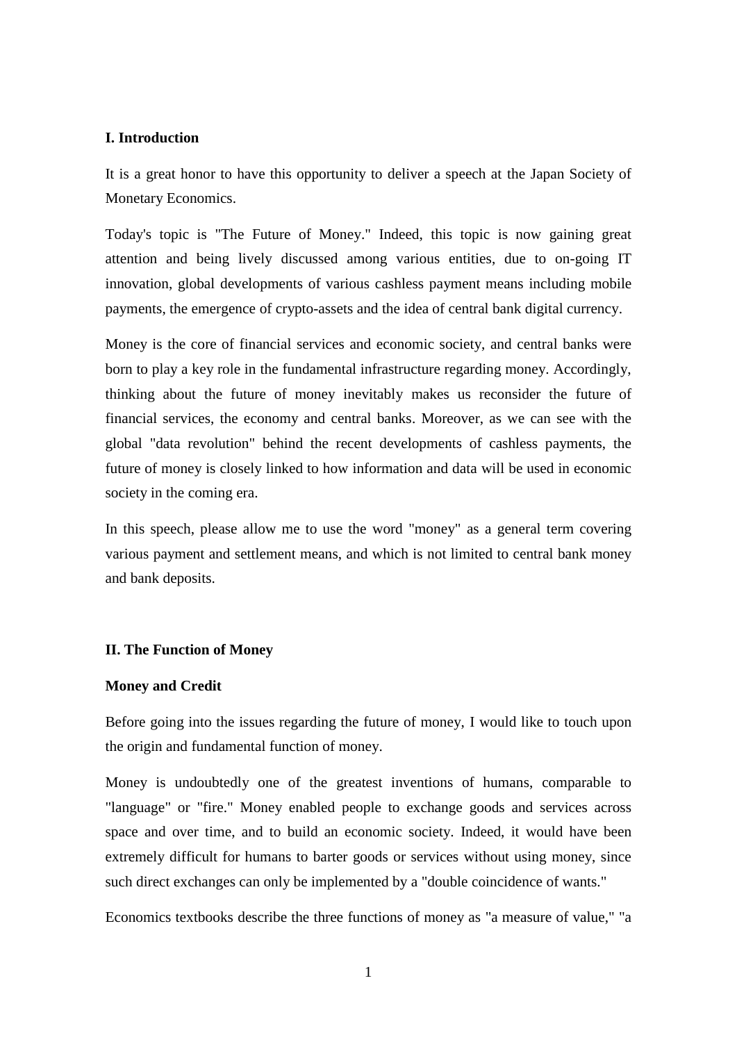## I. Introduction

It is a great honor to have this opportunity to deliver a speech at the Japan Society of Monetary Economics.

Today's topic is "The Future of Money." Indeed, this topic is now gaining great attention and being lively discussed among various entities, due to on-going IT innovation, global developments of various cashless payment means including mobile payments, the emergence of crypto-assets and the idea of central bank digital currency.

Money is the core of financial services and economic society, and central banks were born to play a key role in the fundamental infrastructure regarding money. Accordingly, thinking about the future of money inevitably makes us reconsider the future of financial services, the economy and central banks. Moreover, as we can see with the global "data revolution" behind the recent developments of cashless payments, the future of money is closely linked to how information and data will be used in economic society in the coming era.

In this speech, please allow me to use the word "money" as a general term covering various payment and settlement means, and which is not limited to central bank money and bank deposits.

## II. The Function of Money

### Money and Credit

Before going into the issues regarding the future of money, I would like to touch upon the origin and fundamental function of money.

Money is undoubtedly one of the greatest inventions of humans, comparable to "language" or "fire." Money enabled people to exchange goods and services across space and over time, and to build an economic society. Indeed, it would have been extremely difficult for humans to barter goods or services without using money, since such direct exchanges can only be implemented by a "double coincidence of wants."

Economics textbooks describe the three functions of money as "a measure of value," "a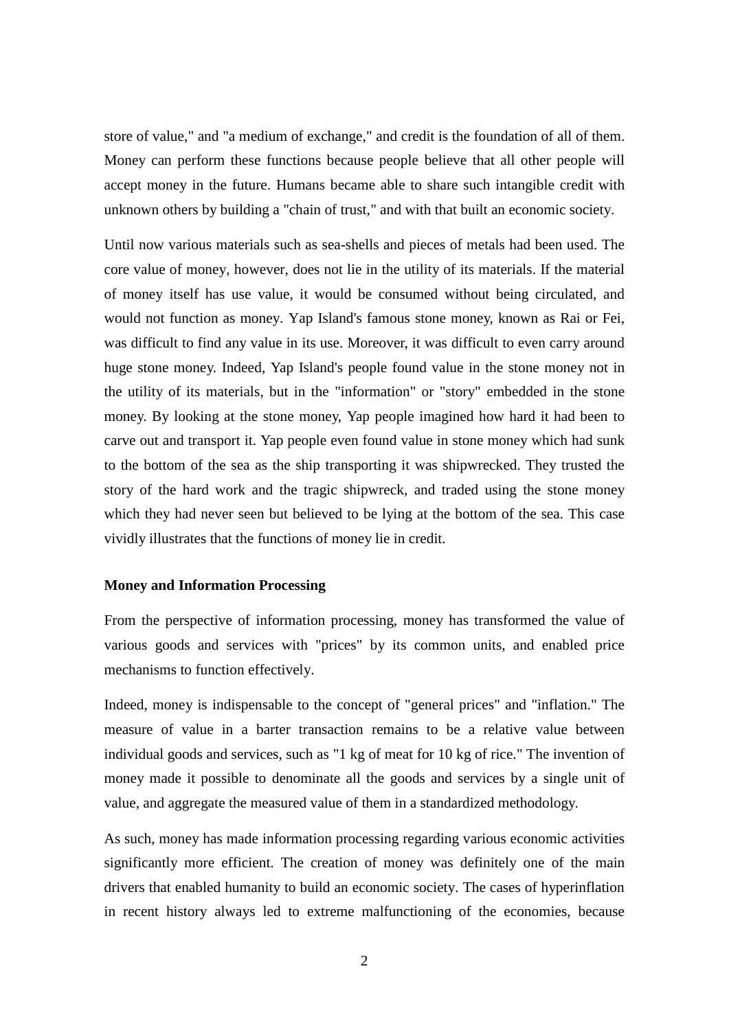store of value," and "a medium of exchange," and credit is the foundation of all of them. Money can perform these functions because people believe that all other people will accept money in the future. Humans became able to share such intangible credit with unknown others by building a "chain of trust," and with that built an economic society.

Until now various materials such as sea-shells and pieces of metals had been used. The core value of money, however, does not lie in the utility of its materials. If the material of money itself has use value, it would be consumed without being circulated, and would not function as money. Yap Island's famous stone money, known as Rai or Fei, was difficult to find any value in its use. Moreover, it was difficult to even carry around huge stone money. Indeed, Yap Island's people found value in the stone money not in the utility of its materials, but in the "information" or "story" embedded in the stone money. By looking at the stone money, Yap people imagined how hard it had been to carve out and transport it. Yap people even found value in stone money which had sunk to the bottom of the sea as the ship transporting it was shipwrecked. They trusted the story of the hard work and the tragic shipwreck, and traded using the stone money which they had never seen but believed to be lying at the bottom of the sea. This case vividly illustrates that the functions of money lie in credit.

**Money and Information Processing**

From the perspective of information processing, money has transformed the value of various goods and services with "prices" by its common units, and enabled price mechanisms to function effectively.

Indeed, money is indispensable to the concept of "general prices" and "inflation." The measure of value in a barter transaction remains to be a relative value between individual goods and services, such as "1 kg of meat for 10 kg of rice." The invention of money made it possible to denominate all the goods and services by a single unit of value, and aggregate the measured value of them in a standardized methodology.

As such, money has made information processing regarding various economic activities significantly more efficient. The creation of money was definitely one of the main drivers that enabled humanity to build an economic society. The cases of hyperinflation in recent history always led to extreme malfunctioning of the economies, because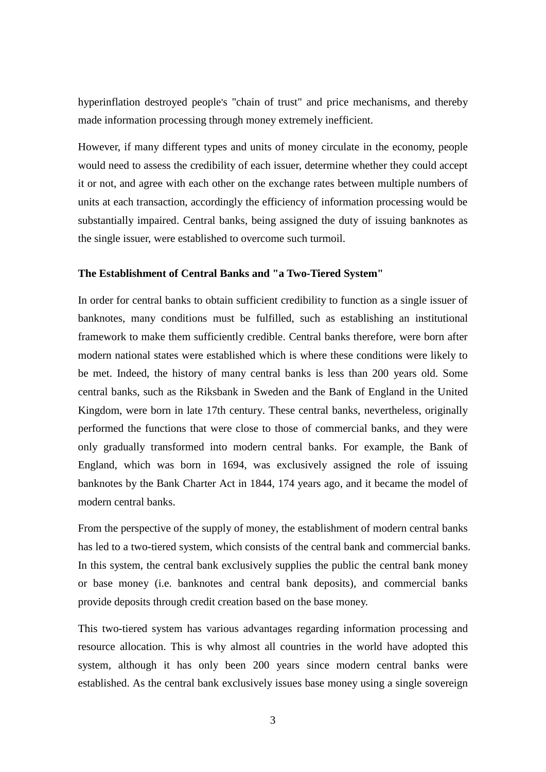hyperinflation destroyed people's "chain of trust" and price mechanisms, and thereby made information processing through money extremely inefficient.

However, if many different types and units of money circulate in the economy, people would need to assess the credibility of each issuer, determine whether they could accept it or not, and agree with each other on the exchange rates between multiple numbers of units at each transaction, accordingly the efficiency of information processing would be substantially impaired. Central banks, being assigned the duty of issuing banknotes as the single issuer, were established to overcome such turmoil.

**The Establishment of Central Banks and "a Two-Tiered System"**

In order for central banks to obtain sufficient credibility to function as a single issuer of banknotes, many conditions must be fulfilled, such as establishing an institutional framework to make them sufficiently credible. Central banks therefore, were born after modern national states were established which is where these conditions were likely to be met. Indeed, the history of many central banks is less than 200 years old. Some central banks, such as the Riksbank in Sweden and the Bank of England in the United Kingdom, were born in late 17th century. These central banks, nevertheless, originally performed the functions that were close to those of commercial banks, and they were only gradually transformed into modern central banks. For example, the Bank of England, which was born in 1694, was exclusively assigned the role of issuing banknotes by the Bank Charter Act in 1844, 174 years ago, and it became the model of modern central banks.

From the perspective of the supply of money, the establishment of modern central banks has led to a two-tiered system, which consists of the central bank and commercial banks. In this system, the central bank exclusively supplies the public the central bank money or base money (i.e. banknotes and central bank deposits), and commercial banks provide deposits through credit creation based on the base money.

This two-tiered system has various advantages regarding information processing and resource allocation. This is why almost all countries in the world have adopted this system, although it has only been 200 years since modern central banks were established. As the central bank exclusively issues base money using a single sovereign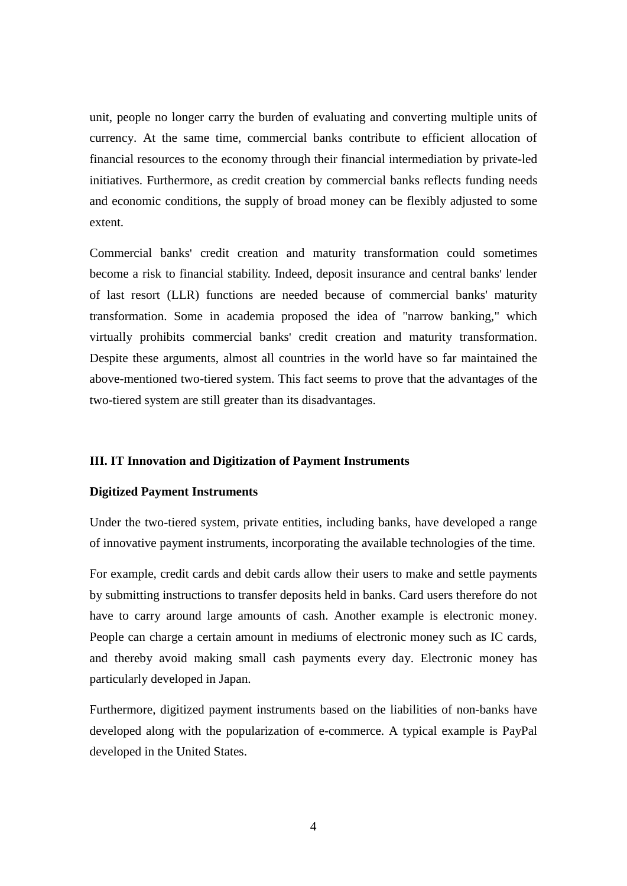unit, people no longer carry the burden of evaluating and converting multiple units of currency. At the same time, commercial banks contribute to efficient allocation of financial resources to the economy through their financial intermediation by private-led initiatives. Furthermore, as credit creation by commercial banks reflects funding needs and economic conditions, the supply of broad money can be flexibly adjusted to some extent.

Commercial banks' credit creation and maturity transformation could sometimes become a risk to financial stability. Indeed, deposit insurance and central banks' lender of last resort (LLR) functions are needed because of commercial banks' maturity transformation. Some in academia proposed the idea of "narrow banking," which virtually prohibits commercial banks' credit creation and maturity transformation. Despite these arguments, almost all countries in the world have so far maintained the above-mentioned two-tiered system. This fact seems to prove that the advantages of the two-tiered system are still greater than its disadvantages.

## III. IT Innovation and Digitization of Payment Instruments

### Digitized Payment Instruments

Under the two-tiered system, private entities, including banks, have developed a range of innovative payment instruments, incorporating the available technologies of the time.

For example, credit cards and debit cards allow their users to make and settle payments by submitting instructions to transfer deposits held in banks. Card users therefore do not have to carry around large amounts of cash. Another example is electronic money. People can charge a certain amount in mediums of electronic money such as IC cards, and thereby avoid making small cash payments every day. Electronic money has particularly developed in Japan.

Furthermore, digitized payment instruments based on the liabilities of non-banks have developed along with the popularization of e-commerce. A typical example is PayPal developed in the United States.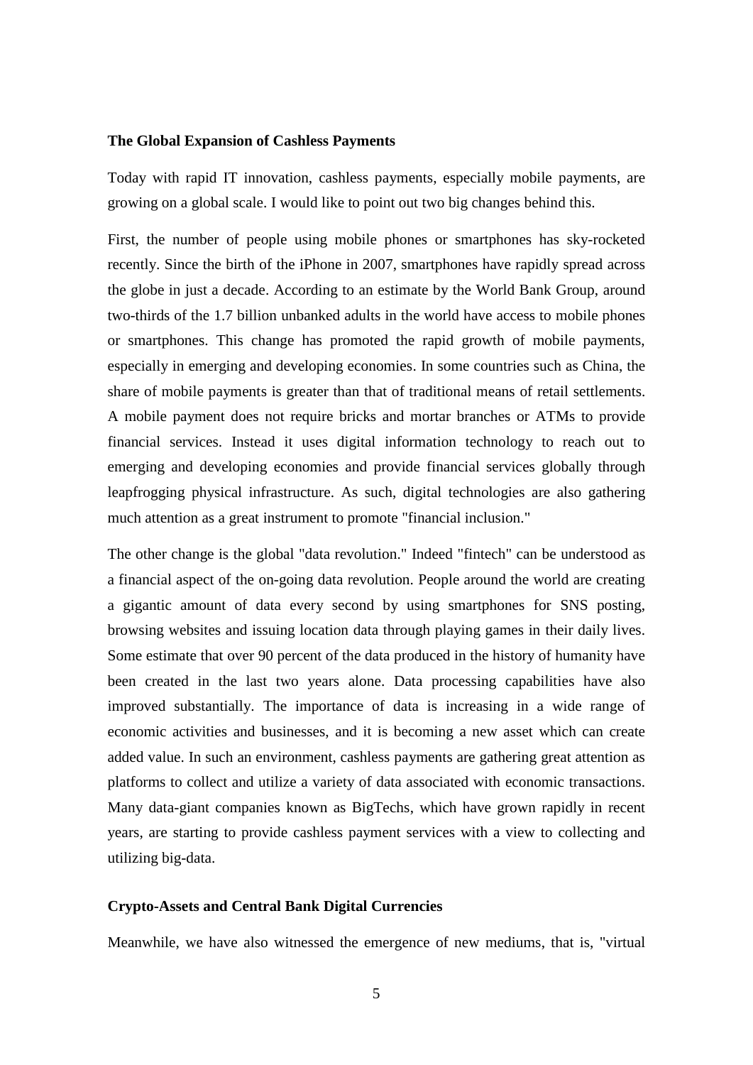### The Global Expansion of Cashless Payments

Today with rapid IT innovation, cashless payments, especially mobile payments, are growing on a global scale. I would like to point out two big changes behind this.

First, the number of people using mobile phones or smartphones has sky-rocketed recently. Since the birth of the iPhone in 2007, smartphones have rapidly spread across the globe in just a decade. According to an estimate by the World Bank Group, around two-thirds of the 1.7 billion unbanked adults in the world have access to mobile phones or smartphones. This change has promoted the rapid growth of mobile payments, especially in emerging and developing economies. In some countries such as China, the share of mobile payments is greater than that of traditional means of retail settlements. A mobile payment does not require bricks and mortar branches or ATMs to provide financial services. Instead it uses digital information technology to reach out to emerging and developing economies and provide financial services globally through leapfrogging physical infrastructure. As such, digital technologies are also gathering much attention as a great instrument to promote "financial inclusion."

The other change is the global "data revolution." Indeed "fintech" can be understood as a financial aspect of the on-going data revolution. People around the world are creating a gigantic amount of data every second by using smartphones for SNS posting, browsing websites and issuing location data through playing games in their daily lives. Some estimate that over 90 percent of the data produced in the history of humanity have been created in the last two years alone. Data processing capabilities have also improved substantially. The importance of data is increasing in a wide range of economic activities and businesses, and it is becoming a new asset which can create added value. In such an environment, cashless payments are gathering great attention as platforms to collect and utilize a variety of data associated with economic transactions. Many data-giant companies known as BigTechs, which have grown rapidly in recent years, are starting to provide cashless payment services with a view to collecting and utilizing big-data.

### Crypto-Assets and Central Bank Digital Currencies

Meanwhile, we have also witnessed the emergence of new mediums, that is, "virtual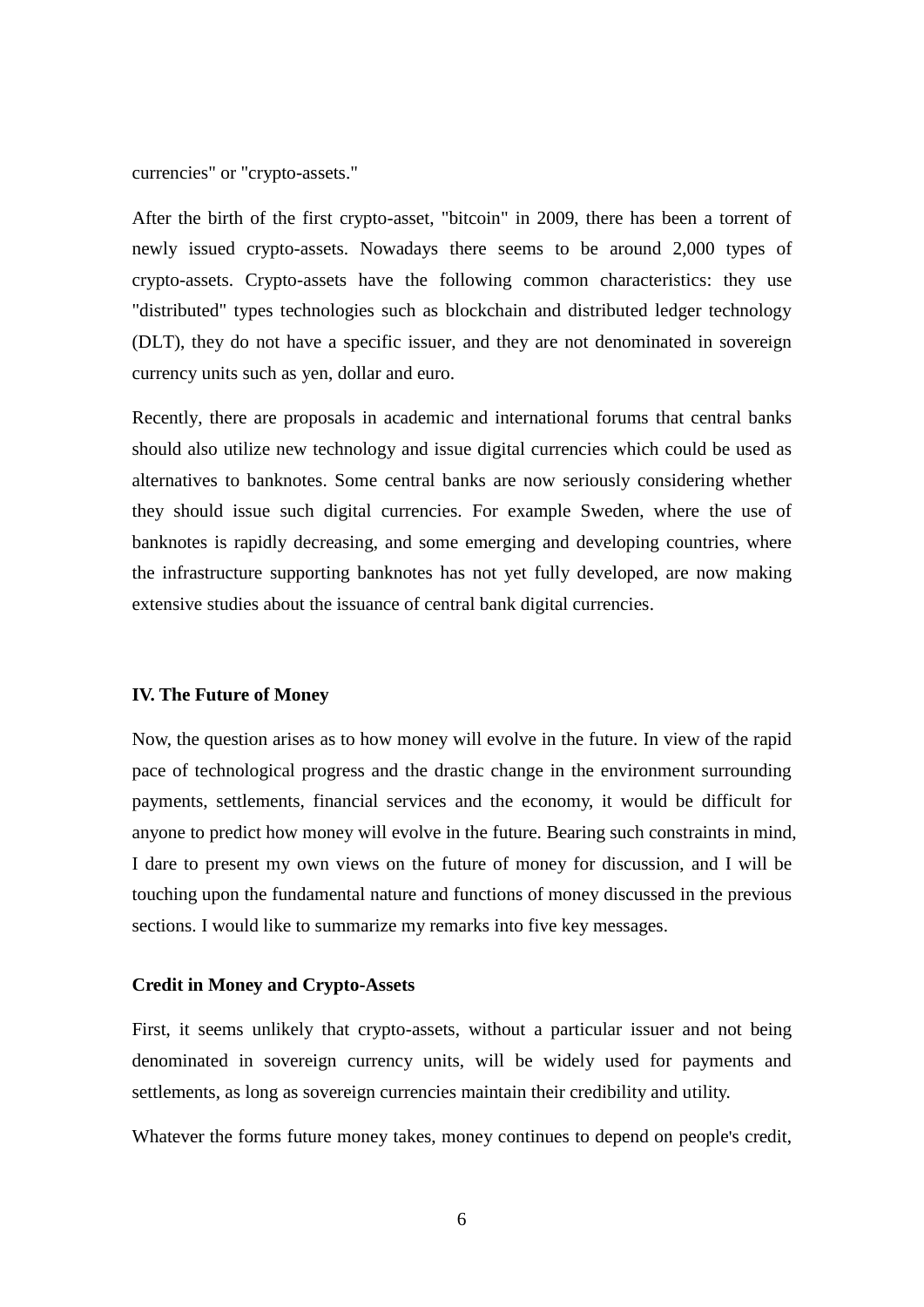currencies" or "crypto-assets."

After the birth of the first crypto-asset, "bitcoin" in 2009, there has been a torrent of newly issued crypto-assets. Nowadays there seems to be around 2,000 types of crypto-assets. Crypto-assets have the following common characteristics: they use "distributed" types technologies such as blockchain and distributed ledger technology (DLT), they do not have a specific issuer, and they are not denominated in sovereign currency units such as yen, dollar and euro.

Recently, there are proposals in academic and international forums that central banks should also utilize new technology and issue digital currencies which could be used as alternatives to banknotes. Some central banks are now seriously considering whether they should issue such digital currencies. For example Sweden, where the use of banknotes is rapidly decreasing, and some emerging and developing countries, where the infrastructure supporting banknotes has not yet fully developed, are now making extensive studies about the issuance of central bank digital currencies.

## IV. The Future of Money

Now, the question arises as to how money will evolve in the future. In view of the rapid pace of technological progress and the drastic change in the environment surrounding payments, settlements, financial services and the economy, it would be difficult for anyone to predict how money will evolve in the future. Bearing such constraints in mind, I dare to present my own views on the future of money for discussion, and I will be touching upon the fundamental nature and functions of money discussed in the previous sections. I would like to summarize my remarks into five key messages.

### Credit in Money and Crypto-Assets

First, it seems unlikely that crypto-assets, without a particular issuer and not being denominated in sovereign currency units, will be widely used for payments and settlements, as long as sovereign currencies maintain their credibility and utility.

Whatever the forms future money takes, money continues to depend on people's credit,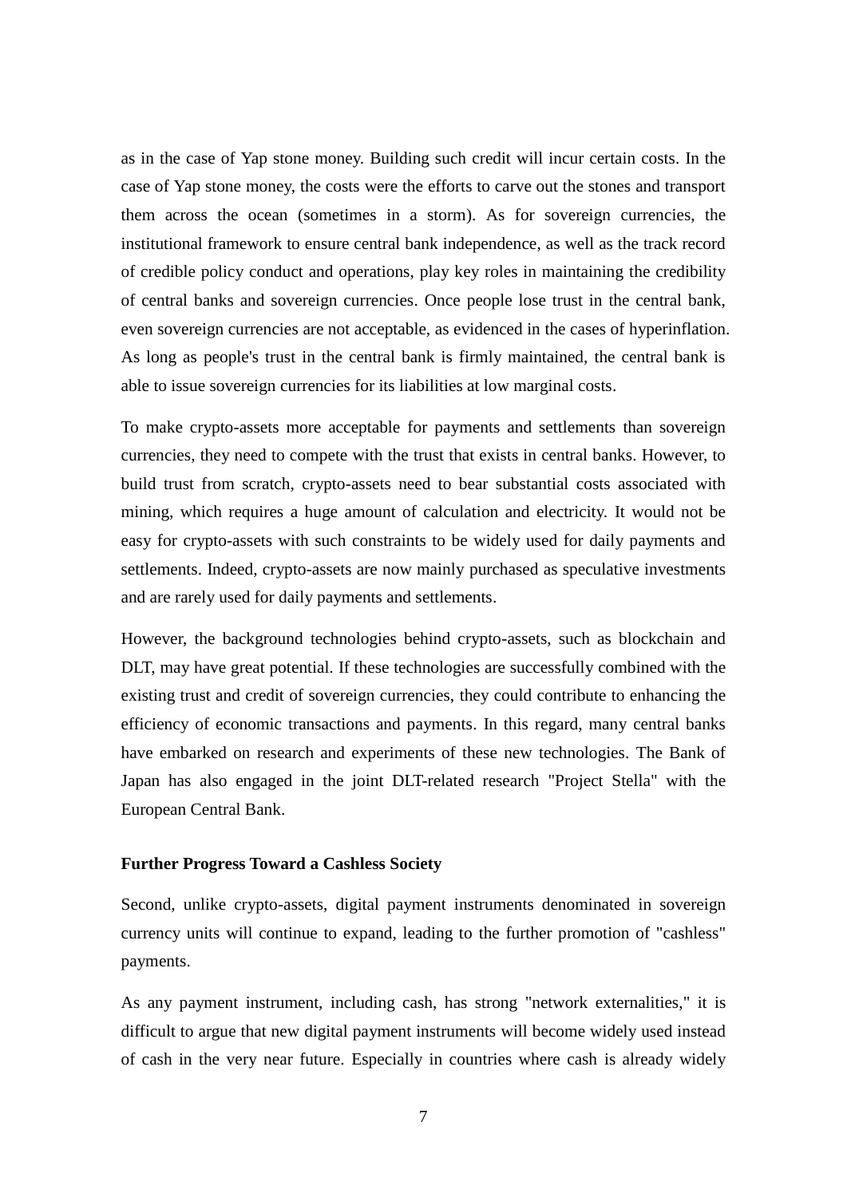as in the case of Yap stone money. Building such credit will incur certain costs. In the case of Yap stone money, the costs were the efforts to carve out the stones and transport them across the ocean (sometimes in a storm). As for sovereign currencies, the institutional framework to ensure central bank independence, as well as the track record of credible policy conduct and operations, play key roles in maintaining the credibility of central banks and sovereign currencies. Once people lose trust in the central bank, even sovereign currencies are not acceptable, as evidenced in the cases of hyperinflation. As long as people's trust in the central bank is firmly maintained, the central bank is able to issue sovereign currencies for its liabilities at low marginal costs.

To make crypto-assets more acceptable for payments and settlements than sovereign currencies, they need to compete with the trust that exists in central banks. However, to build trust from scratch, crypto-assets need to bear substantial costs associated with mining, which requires a huge amount of calculation and electricity. It would not be easy for crypto-assets with such constraints to be widely used for daily payments and settlements. Indeed, crypto-assets are now mainly purchased as speculative investments and are rarely used for daily payments and settlements.

However, the background technologies behind crypto-assets, such as blockchain and DLT, may have great potential. If these technologies are successfully combined with the existing trust and credit of sovereign currencies, they could contribute to enhancing the efficiency of economic transactions and payments. In this regard, many central banks have embarked on research and experiments of these new technologies. The Bank of Japan has also engaged in the joint DLT-related research "Project Stella" with the European Central Bank.

**Further Progress Toward a Cashless Society**

Second, unlike crypto-assets, digital payment instruments denominated in sovereign currency units will continue to expand, leading to the further promotion of "cashless" payments.

As any payment instrument, including cash, has strong "network externalities," it is difficult to argue that new digital payment instruments will become widely used instead of cash in the very near future. Especially in countries where cash is already widely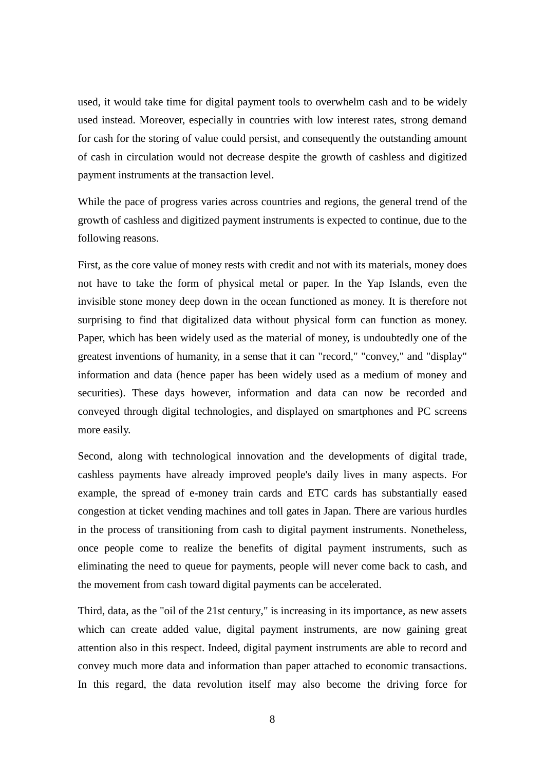used, it would take time for digital payment tools to overwhelm cash and to be widely used instead. Moreover, especially in countries with low interest rates, strong demand for cash for the storing of value could persist, and consequently the outstanding amount of cash in circulation would not decrease despite the growth of cashless and digitized payment instruments at the transaction level.

While the pace of progress varies across countries and regions, the general trend of the growth of cashless and digitized payment instruments is expected to continue, due to the following reasons.

First, as the core value of money rests with credit and not with its materials, money does not have to take the form of physical metal or paper. In the Yap Islands, even the invisible stone money deep down in the ocean functioned as money. It is therefore not surprising to find that digitalized data without physical form can function as money. Paper, which has been widely used as the material of money, is undoubtedly one of the greatest inventions of humanity, in a sense that it can "record," "convey," and "display" information and data (hence paper has been widely used as a medium of money and securities). These days however, information and data can now be recorded and conveyed through digital technologies, and displayed on smartphones and PC screens more easily.

Second, along with technological innovation and the developments of digital trade, cashless payments have already improved people's daily lives in many aspects. For example, the spread of e-money train cards and ETC cards has substantially eased congestion at ticket vending machines and toll gates in Japan. There are various hurdles in the process of transitioning from cash to digital payment instruments. Nonetheless, once people come to realize the benefits of digital payment instruments, such as eliminating the need to queue for payments, people will never come back to cash, and the movement from cash toward digital payments can be accelerated.

Third, data, as the "oil of the 21st century," is increasing in its importance, as new assets which can create added value, digital payment instruments, are now gaining great attention also in this respect. Indeed, digital payment instruments are able to record and convey much more data and information than paper attached to economic transactions. In this regard, the data revolution itself may also become the driving force for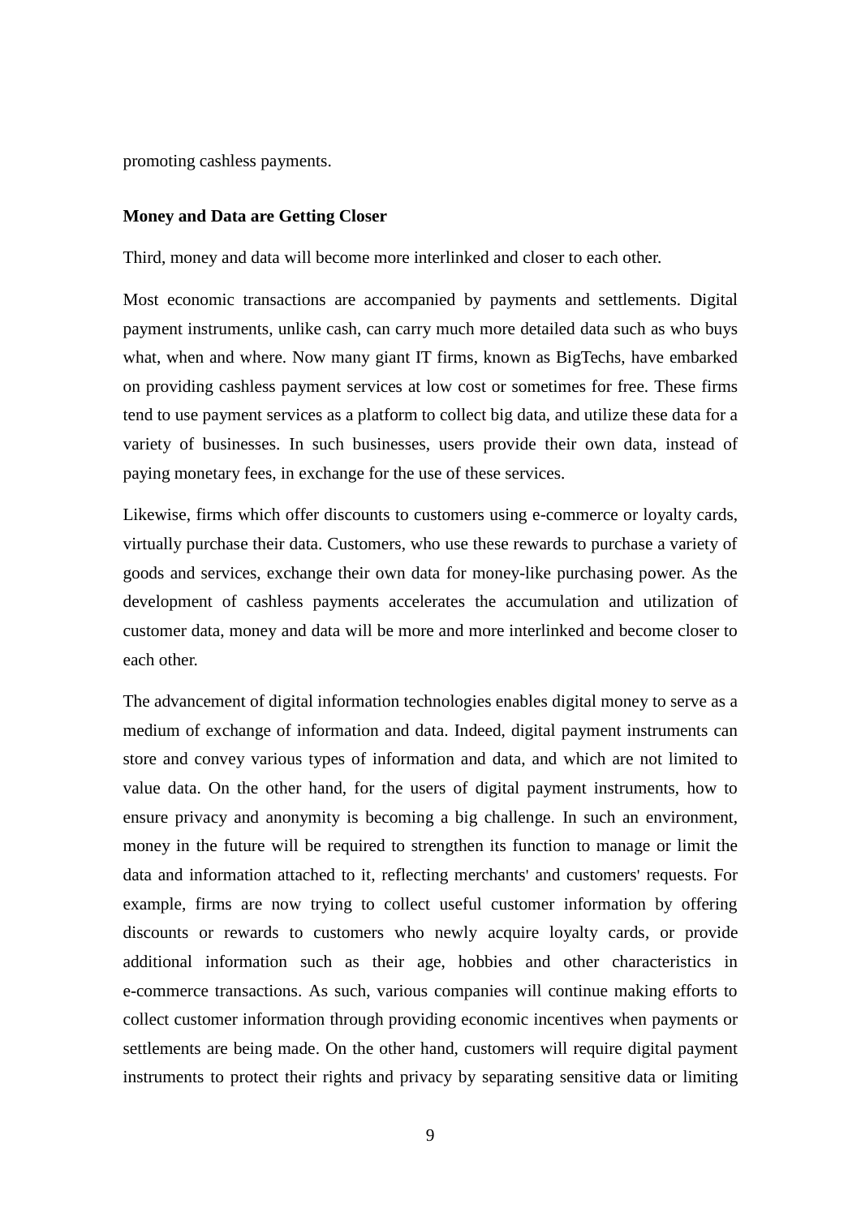promoting cashless payments.

**Money and Data are Getting Closer**

Third, money and data will become more interlinked and closer to each other.

Most economic transactions are accompanied by payments and settlements. Digital payment instruments, unlike cash, can carry much more detailed data such as who buys what, when and where. Now many giant IT firms, known as BigTechs, have embarked on providing cashless payment services at low cost or sometimes for free. These firms tend to use payment services as a platform to collect big data, and utilize these data for a variety of businesses. In such businesses, users provide their own data, instead of paying monetary fees, in exchange for the use of these services.

Likewise, firms which offer discounts to customers using e-commerce or loyalty cards, virtually purchase their data. Customers, who use these rewards to purchase a variety of goods and services, exchange their own data for money-like purchasing power. As the development of cashless payments accelerates the accumulation and utilization of customer data, money and data will be more and more interlinked and become closer to each other.

The advancement of digital information technologies enables digital money to serve as a medium of exchange of information and data. Indeed, digital payment instruments can store and convey various types of information and data, and which are not limited to value data. On the other hand, for the users of digital payment instruments, how to ensure privacy and anonymity is becoming a big challenge. In such an environment, money in the future will be required to strengthen its function to manage or limit the data and information attached to it, reflecting merchants' and customers' requests. For example, firms are now trying to collect useful customer information by offering discounts or rewards to customers who newly acquire loyalty cards, or provide additional information such as their age, hobbies and other characteristics in e-commerce transactions. As such, various companies will continue making efforts to collect customer information through providing economic incentives when payments or settlements are being made. On the other hand, customers will require digital payment instruments to protect their rights and privacy by separating sensitive data or limiting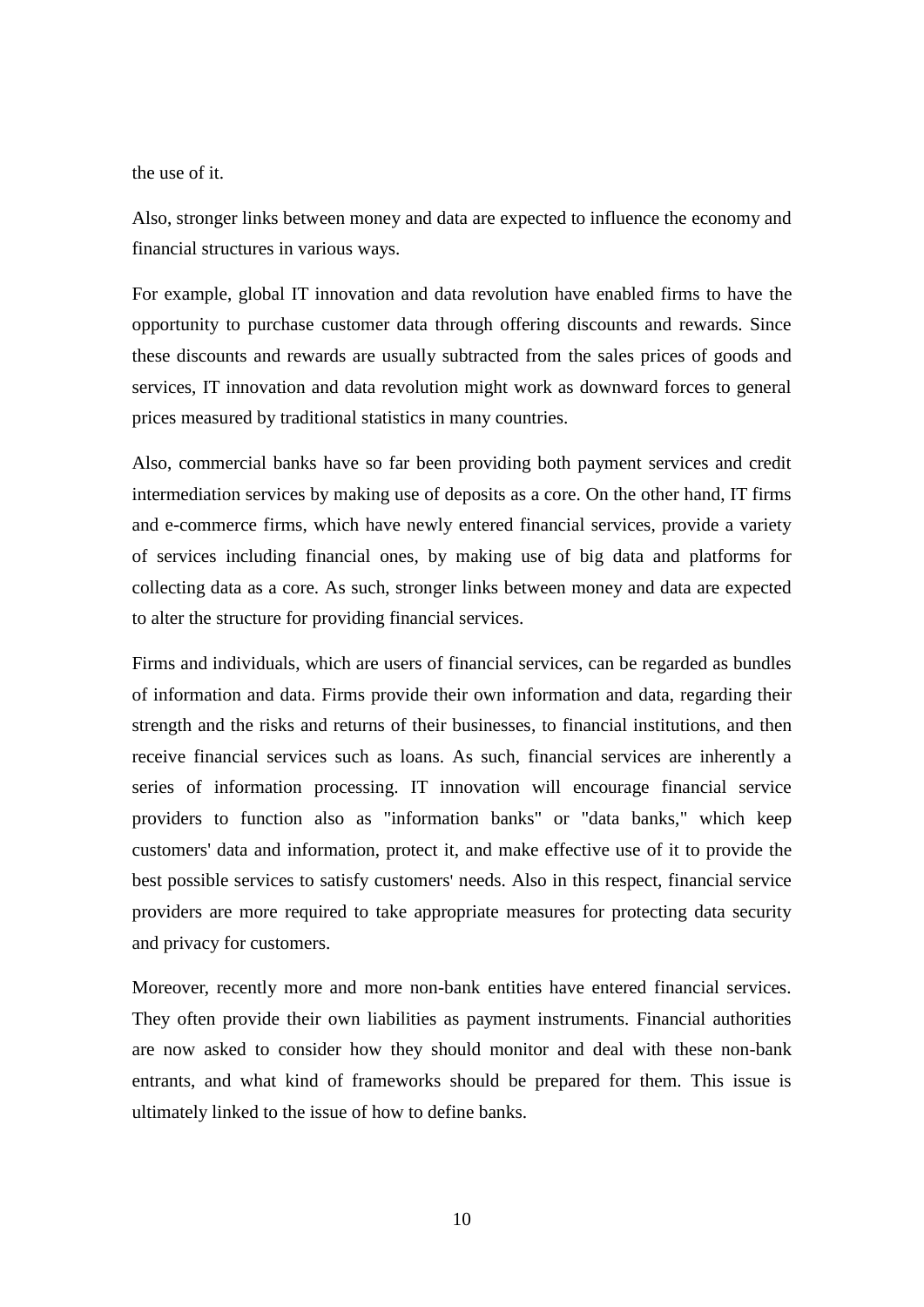the use of it.

Also, stronger links between money and data are expected to influence the economy and financial structures in various ways.

For example, global IT innovation and data revolution have enabled firms to have the opportunity to purchase customer data through offering discounts and rewards. Since these discounts and rewards are usually subtracted from the sales prices of goods and services, IT innovation and data revolution might work as downward forces to general prices measured by traditional statistics in many countries.

Also, commercial banks have so far been providing both payment services and credit intermediation services by making use of deposits as a core. On the other hand, IT firms and e-commerce firms, which have newly entered financial services, provide a variety of services including financial ones, by making use of big data and platforms for collecting data as a core. As such, stronger links between money and data are expected to alter the structure for providing financial services.

Firms and individuals, which are users of financial services, can be regarded as bundles of information and data. Firms provide their own information and data, regarding their strength and the risks and returns of their businesses, to financial institutions, and then receive financial services such as loans. As such, financial services are inherently a series of information processing. IT innovation will encourage financial service providers to function also as "information banks" or "data banks," which keep customers' data and information, protect it, and make effective use of it to provide the best possible services to satisfy customers' needs. Also in this respect, financial service providers are more required to take appropriate measures for protecting data security and privacy for customers.

Moreover, recently more and more non-bank entities have entered financial services. They often provide their own liabilities as payment instruments. Financial authorities are now asked to consider how they should monitor and deal with these non-bank entrants, and what kind of frameworks should be prepared for them. This issue is ultimately linked to the issue of how to define banks.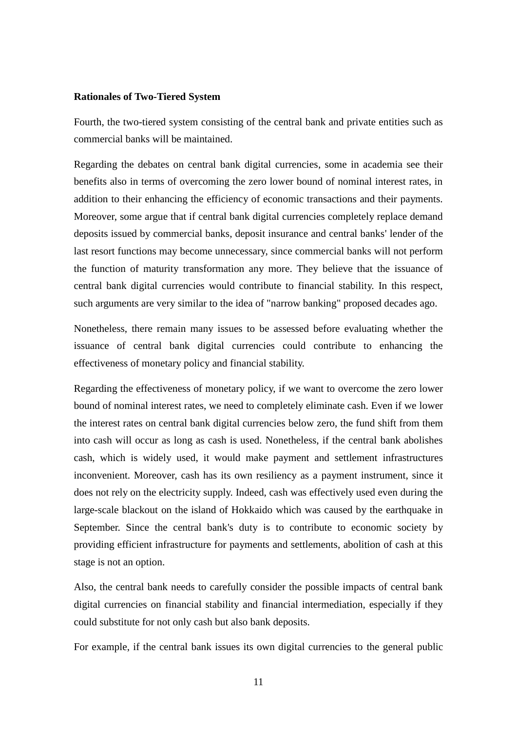**Rationales of Two-Tiered System**

Fourth, the two-tiered system consisting of the central bank and private entities such as commercial banks will be maintained.

Regarding the debates on central bank digital currencies, some in academia see their benefits also in terms of overcoming the zero lower bound of nominal interest rates, in addition to their enhancing the efficiency of economic transactions and their payments. Moreover, some argue that if central bank digital currencies completely replace demand deposits issued by commercial banks, deposit insurance and central banks' lender of the last resort functions may become unnecessary, since commercial banks will not perform the function of maturity transformation any more. They believe that the issuance of central bank digital currencies would contribute to financial stability. In this respect, such arguments are very similar to the idea of "narrow banking" proposed decades ago.

Nonetheless, there remain many issues to be assessed before evaluating whether the issuance of central bank digital currencies could contribute to enhancing the effectiveness of monetary policy and financial stability.

Regarding the effectiveness of monetary policy, if we want to overcome the zero lower bound of nominal interest rates, we need to completely eliminate cash. Even if we lower the interest rates on central bank digital currencies below zero, the fund shift from them into cash will occur as long as cash is used. Nonetheless, if the central bank abolishes cash, which is widely used, it would make payment and settlement infrastructures inconvenient. Moreover, cash has its own resiliency as a payment instrument, since it does not rely on the electricity supply. Indeed, cash was effectively used even during the large-scale blackout on the island of Hokkaido which was caused by the earthquake in September. Since the central bank's duty is to contribute to economic society by providing efficient infrastructure for payments and settlements, abolition of cash at this stage is not an option.

Also, the central bank needs to carefully consider the possible impacts of central bank digital currencies on financial stability and financial intermediation, especially if they could substitute for not only cash but also bank deposits.

For example, if the central bank issues its own digital currencies to the general public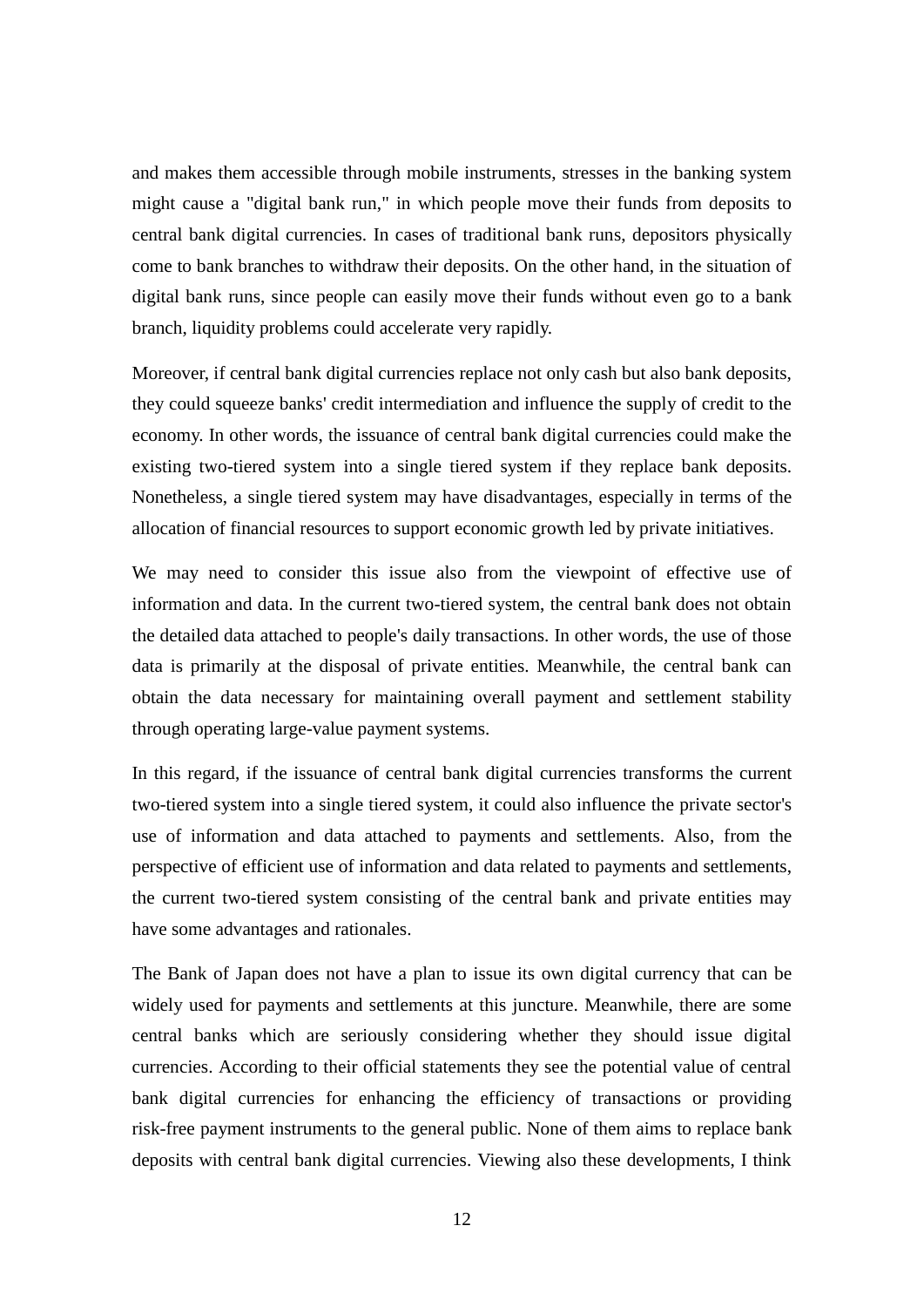and makes them accessible through mobile instruments, stresses in the banking system might cause a "digital bank run," in which people move their funds from deposits to central bank digital currencies. In cases of traditional bank runs, depositors physically come to bank branches to withdraw their deposits. On the other hand, in the situation of digital bank runs, since people can easily move their funds without even go to a bank branch, liquidity problems could accelerate very rapidly.

Moreover, if central bank digital currencies replace not only cash but also bank deposits, they could squeeze banks' credit intermediation and influence the supply of credit to the economy. In other words, the issuance of central bank digital currencies could make the existing two-tiered system into a single tiered system if they replace bank deposits. Nonetheless, a single tiered system may have disadvantages, especially in terms of the allocation of financial resources to support economic growth led by private initiatives.

We may need to consider this issue also from the viewpoint of effective use of information and data. In the current two-tiered system, the central bank does not obtain the detailed data attached to people's daily transactions. In other words, the use of those data is primarily at the disposal of private entities. Meanwhile, the central bank can obtain the data necessary for maintaining overall payment and settlement stability through operating large-value payment systems.

In this regard, if the issuance of central bank digital currencies transforms the current two-tiered system into a single tiered system, it could also influence the private sector's use of information and data attached to payments and settlements. Also, from the perspective of efficient use of information and data related to payments and settlements, the current two-tiered system consisting of the central bank and private entities may have some advantages and rationales.

The Bank of Japan does not have a plan to issue its own digital currency that can be widely used for payments and settlements at this juncture. Meanwhile, there are some central banks which are seriously considering whether they should issue digital currencies. According to their official statements they see the potential value of central bank digital currencies for enhancing the efficiency of transactions or providing risk-free payment instruments to the general public. None of them aims to replace bank deposits with central bank digital currencies. Viewing also these developments, I think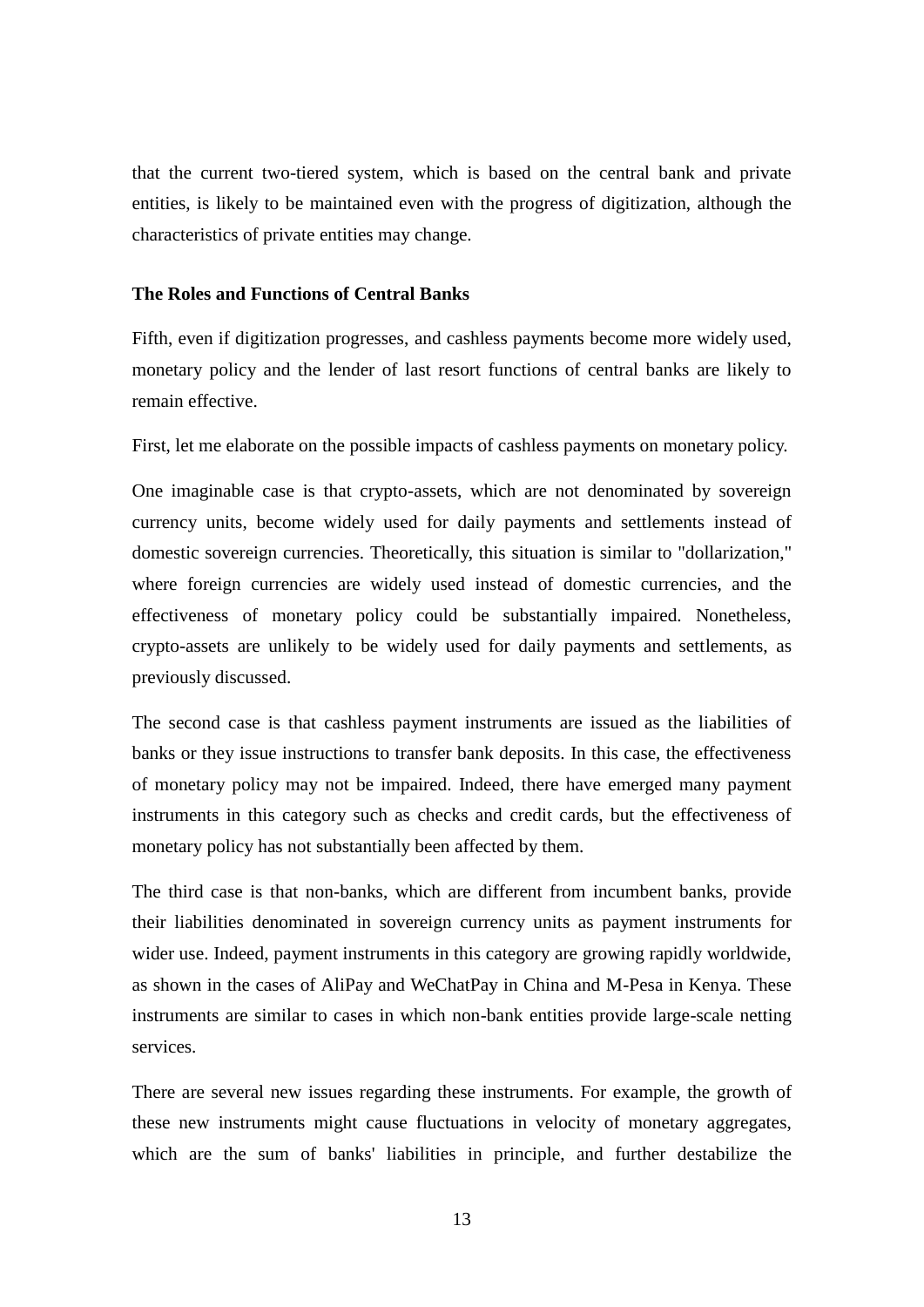that the current two-tiered system, which is based on the central bank and private entities, is likely to be maintained even with the progress of digitization, although the characteristics of private entities may change.

**The Roles and Functions of Central Banks**

Fifth, even if digitization progresses, and cashless payments become more widely used, monetary policy and the lender of last resort functions of central banks are likely to remain effective.

First, let me elaborate on the possible impacts of cashless payments on monetary policy.

One imaginable case is that crypto-assets, which are not denominated by sovereign currency units, become widely used for daily payments and settlements instead of domestic sovereign currencies. Theoretically, this situation is similar to "dollarization," where foreign currencies are widely used instead of domestic currencies, and the effectiveness of monetary policy could be substantially impaired. Nonetheless, crypto-assets are unlikely to be widely used for daily payments and settlements, as previously discussed.

The second case is that cashless payment instruments are issued as the liabilities of banks or they issue instructions to transfer bank deposits. In this case, the effectiveness of monetary policy may not be impaired. Indeed, there have emerged many payment instruments in this category such as checks and credit cards, but the effectiveness of monetary policy has not substantially been affected by them.

The third case is that non-banks, which are different from incumbent banks, provide their liabilities denominated in sovereign currency units as payment instruments for wider use. Indeed, payment instruments in this category are growing rapidly worldwide, as shown in the cases of AliPay and WeChatPay in China and M-Pesa in Kenya. These instruments are similar to cases in which non-bank entities provide large-scale netting services.

There are several new issues regarding these instruments. For example, the growth of these new instruments might cause fluctuations in velocity of monetary aggregates, which are the sum of banks' liabilities in principle, and further destabilize the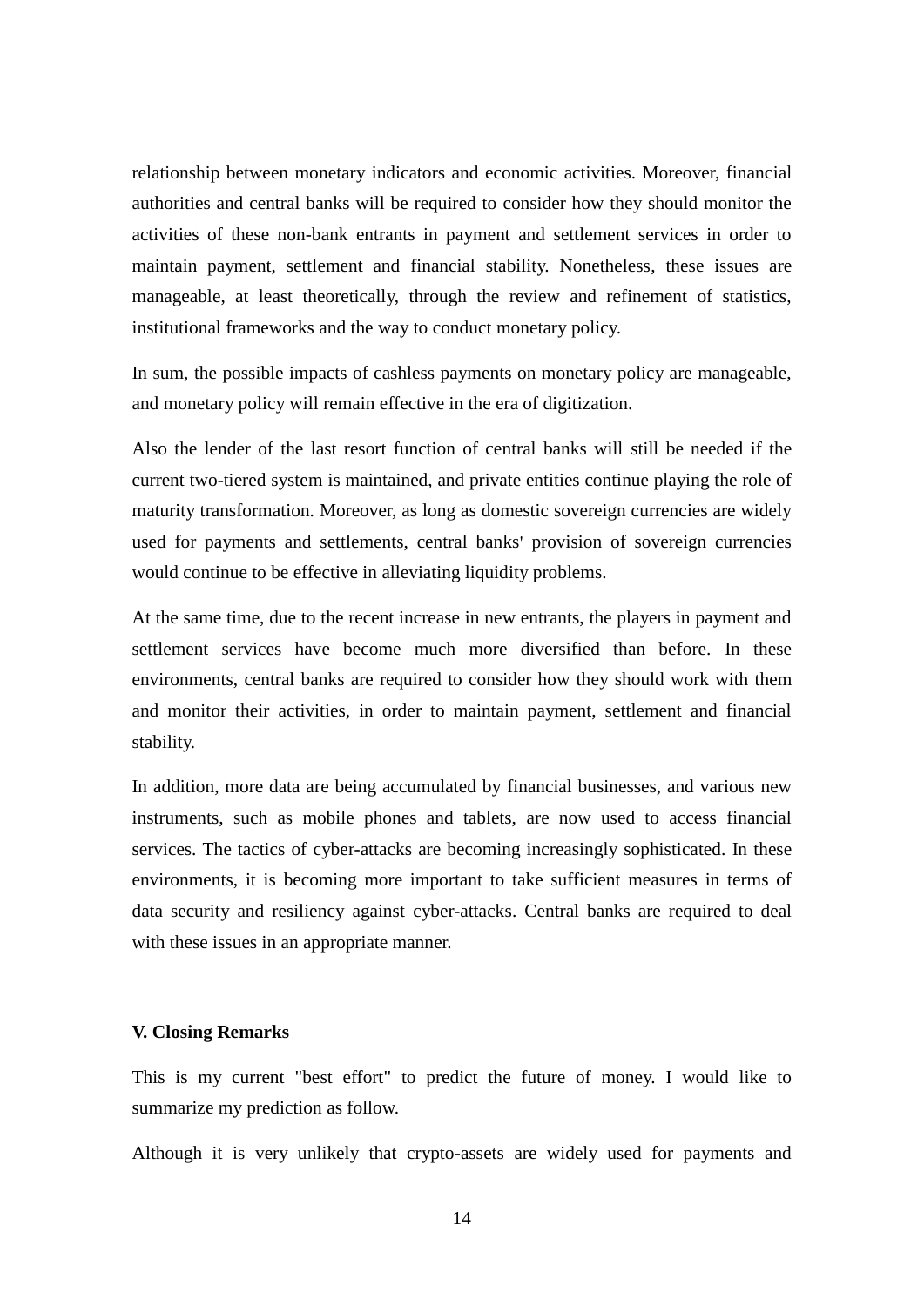relationship between monetary indicators and economic activities. Moreover, financial authorities and central banks will be required to consider how they should monitor the activities of these non-bank entrants in payment and settlement services in order to maintain payment, settlement and financial stability. Nonetheless, these issues are manageable, at least theoretically, through the review and refinement of statistics, institutional frameworks and the way to conduct monetary policy.

In sum, the possible impacts of cashless payments on monetary policy are manageable, and monetary policy will remain effective in the era of digitization.

Also the lender of the last resort function of central banks will still be needed if the current two-tiered system is maintained, and private entities continue playing the role of maturity transformation. Moreover, as long as domestic sovereign currencies are widely used for payments and settlements, central banks' provision of sovereign currencies would continue to be effective in alleviating liquidity problems.

At the same time, due to the recent increase in new entrants, the players in payment and settlement services have become much more diversified than before. In these environments, central banks are required to consider how they should work with them and monitor their activities, in order to maintain payment, settlement and financial stability.

In addition, more data are being accumulated by financial businesses, and various new instruments, such as mobile phones and tablets, are now used to access financial services. The tactics of cyber-attacks are becoming increasingly sophisticated. In these environments, it is becoming more important to take sufficient measures in terms of data security and resiliency against cyber-attacks. Central banks are required to deal with these issues in an appropriate manner.

## V. Closing Remarks

This is my current "best effort" to predict the future of money. I would like to summarize my prediction as follow.

Although it is very unlikely that crypto-assets are widely used for payments and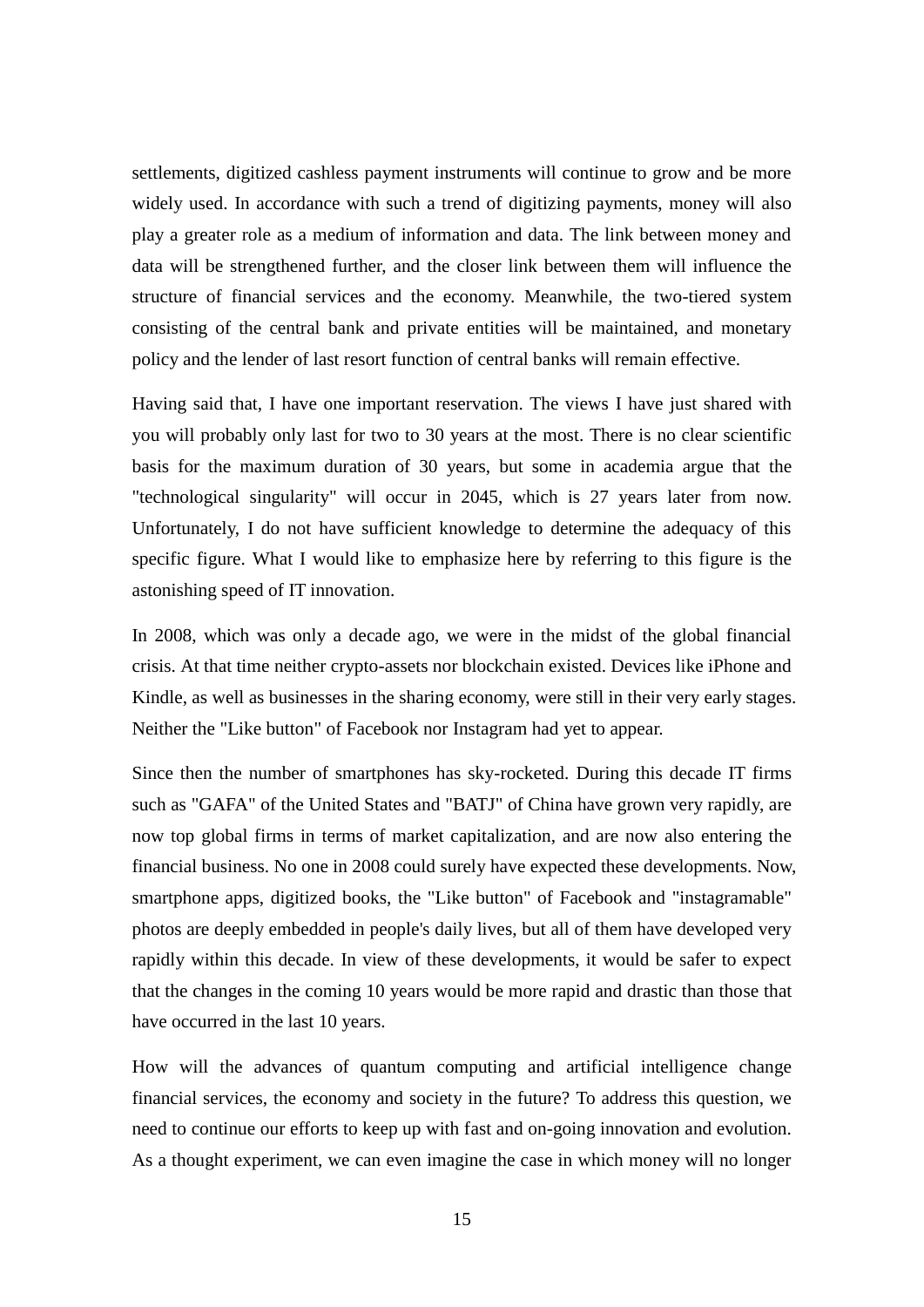settlements, digitized cashless payment instruments will continue to grow and be more widely used. In accordance with such a trend of digitizing payments, money will also play a greater role as a medium of information and data. The link between money and data will be strengthened further, and the closer link between them will influence the structure of financial services and the economy. Meanwhile, the two-tiered system consisting of the central bank and private entities will be maintained, and monetary policy and the lender of last resort function of central banks will remain effective.

Having said that, I have one important reservation. The views I have just shared with you will probably only last for two to 30 years at the most. There is no clear scientific basis for the maximum duration of 30 years, but some in academia argue that the "technological singularity" will occur in 2045, which is 27 years later from now. Unfortunately, I do not have sufficient knowledge to determine the adequacy of this specific figure. What I would like to emphasize here by referring to this figure is the astonishing speed of IT innovation.

In 2008, which was only a decade ago, we were in the midst of the global financial crisis. At that time neither crypto-assets nor blockchain existed. Devices like iPhone and Kindle, as well as businesses in the sharing economy, were still in their very early stages. Neither the "Like button" of Facebook nor Instagram had yet to appear.

Since then the number of smartphones has sky-rocketed. During this decade IT firms such as "GAFA" of the United States and "BATJ" of China have grown very rapidly, are now top global firms in terms of market capitalization, and are now also entering the financial business. No one in 2008 could surely have expected these developments. Now, smartphone apps, digitized books, the "Like button" of Facebook and "instagramable" photos are deeply embedded in people's daily lives, but all of them have developed very rapidly within this decade. In view of these developments, it would be safer to expect that the changes in the coming 10 years would be more rapid and drastic than those that have occurred in the last 10 years.

How will the advances of quantum computing and artificial intelligence change financial services, the economy and society in the future? To address this question, we need to continue our efforts to keep up with fast and on-going innovation and evolution. As a thought experiment, we can even imagine the case in which money will no longer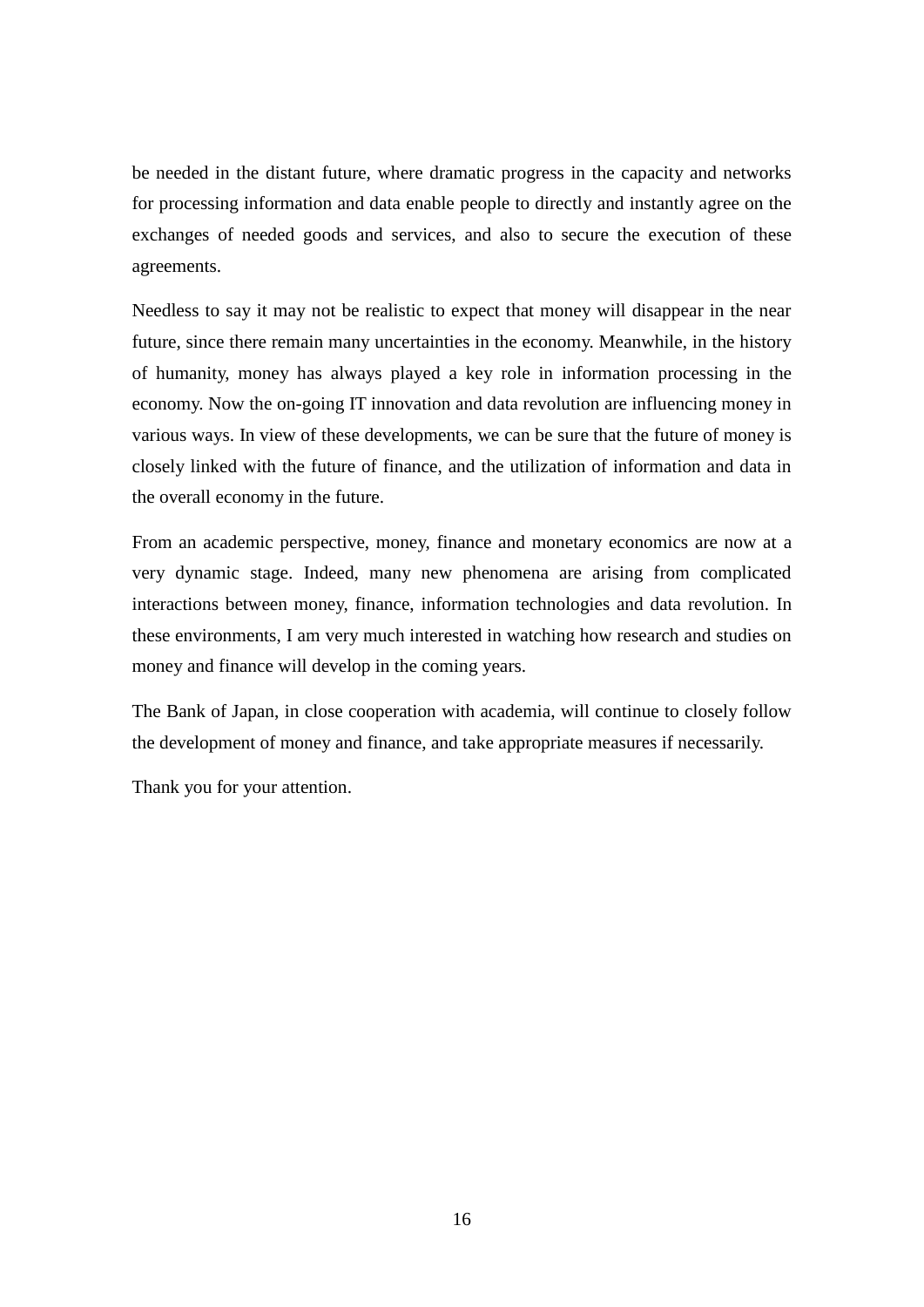be needed in the distant future, where dramatic progress in the capacity and networks for processing information and data enable people to directly and instantly agree on the exchanges of needed goods and services, and also to secure the execution of these agreements.

Needless to say it may not be realistic to expect that money will disappear in the near future, since there remain many uncertainties in the economy. Meanwhile, in the history of humanity, money has always played a key role in information processing in the economy. Now the on-going IT innovation and data revolution are influencing money in various ways. In view of these developments, we can be sure that the future of money is closely linked with the future of finance, and the utilization of information and data in the overall economy in the future.

From an academic perspective, money, finance and monetary economics are now at a very dynamic stage. Indeed, many new phenomena are arising from complicated interactions between money, finance, information technologies and data revolution. In these environments, I am very much interested in watching how research and studies on money and finance will develop in the coming years.

The Bank of Japan, in close cooperation with academia, will continue to closely follow the development of money and finance, and take appropriate measures if necessarily.

Thank you for your attention.